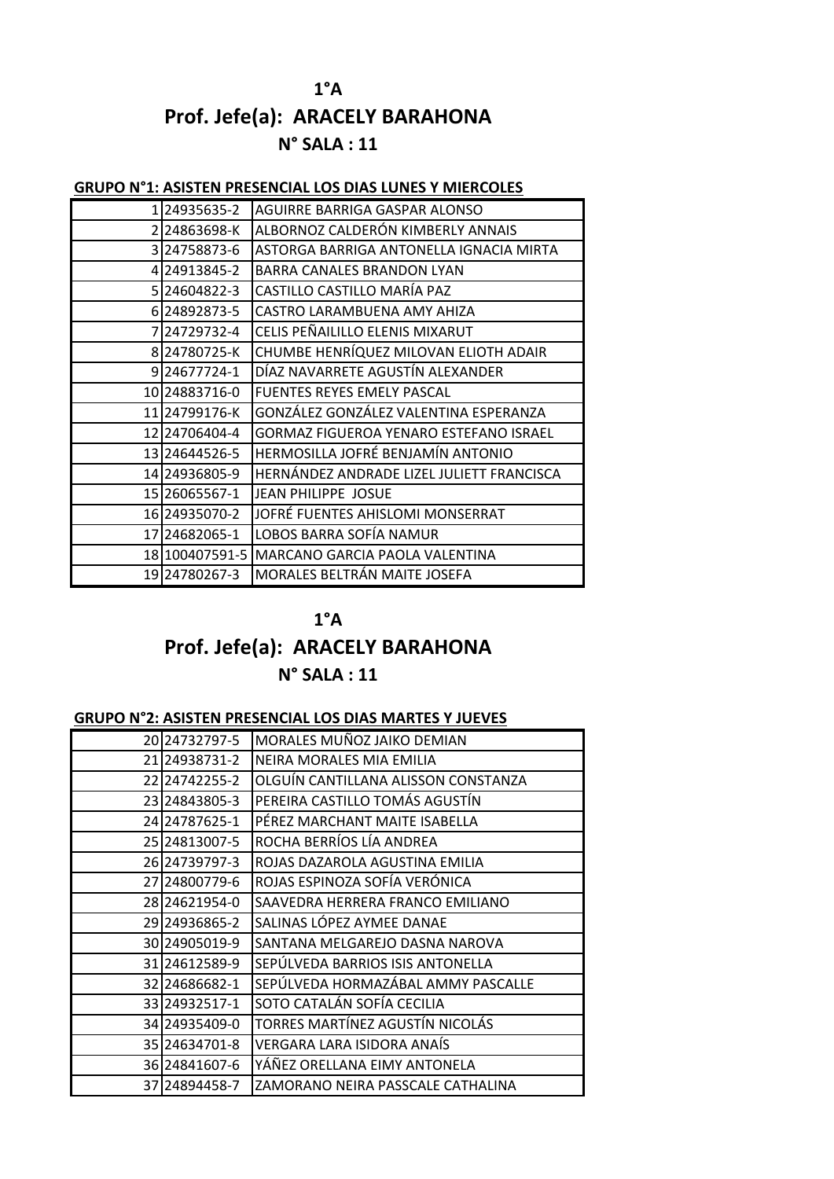**1°A**

**Prof. Jefe(a): ARACELY BARAHONA**

**N° SALA : 11**

**GRUPO N°1: ASISTEN PRESENCIAL LOS DIAS LUNES Y MIERCOLES**

| | | |
|---|---|---|
| 1 | 24935635-2 | AGUIRRE BARRIGA GASPAR ALONSO |
| 2 | 24863698-K | ALBORNOZ CALDERÓN KIMBERLY ANNAIS |
| 3 | 24758873-6 | ASTORGA BARRIGA ANTONELLA IGNACIA MIRTA |
| 4 | 24913845-2 | BARRA CANALES BRANDON LYAN |
| 5 | 24604822-3 | CASTILLO CASTILLO MARÍA PAZ |
| 6 | 24892873-5 | CASTRO LARAMBUENA AMY AHIZA |
| 7 | 24729732-4 | CELIS PEÑAILILLO ELENIS MIXARUT |
| 8 | 24780725-K | CHUMBE HENRÍQUEZ MILOVAN ELIOTH ADAIR |
| 9 | 24677724-1 | DÍAZ NAVARRETE AGUSTÍN ALEXANDER |
| 10 | 24883716-0 | FUENTES REYES EMELY PASCAL |
| 11 | 24799176-K | GONZÁLEZ GONZÁLEZ VALENTINA ESPERANZA |
| 12 | 24706404-4 | GORMAZ FIGUEROA YENARO ESTEFANO ISRAEL |
| 13 | 24644526-5 | HERMOSILLA JOFRÉ BENJAMÍN ANTONIO |
| 14 | 24936805-9 | HERNÁNDEZ ANDRADE LIZEL JULIETT FRANCISCA |
| 15 | 26065567-1 | JEAN PHILIPPE JOSUE |
| 16 | 24935070-2 | JOFRÉ FUENTES AHISLOMI MONSERRAT |
| 17 | 24682065-1 | LOBOS BARRA SOFÍA NAMUR |
| 18 | 100407591-5 | MARCANO GARCIA PAOLA VALENTINA |
| 19 | 24780267-3 | MORALES BELTRÁN MAITE JOSEFA |

**1°A**

**Prof. Jefe(a): ARACELY BARAHONA**

**N° SALA : 11**

**GRUPO N°2: ASISTEN PRESENCIAL LOS DIAS MARTES Y JUEVES**

| | | |
|---|---|---|
| 20 | 24732797-5 | MORALES MUÑOZ JAIKO DEMIAN |
| 21 | 24938731-2 | NEIRA MORALES MIA EMILIA |
| 22 | 24742255-2 | OLGUÍN CANTILLANA ALISSON CONSTANZA |
| 23 | 24843805-3 | PEREIRA CASTILLO TOMÁS AGUSTÍN |
| 24 | 24787625-1 | PÉREZ MARCHANT MAITE ISABELLA |
| 25 | 24813007-5 | ROCHA BERRÍOS LÍA ANDREA |
| 26 | 24739797-3 | ROJAS DAZAROLA AGUSTINA EMILIA |
| 27 | 24800779-6 | ROJAS ESPINOZA SOFÍA VERÓNICA |
| 28 | 24621954-0 | SAAVEDRA HERRERA FRANCO EMILIANO |
| 29 | 24936865-2 | SALINAS LÓPEZ AYMEE DANAE |
| 30 | 24905019-9 | SANTANA MELGAREJO DASNA NAROVA |
| 31 | 24612589-9 | SEPÚLVEDA BARRIOS ISIS ANTONELLA |
| 32 | 24686682-1 | SEPÚLVEDA HORMAZÁBAL AMMY PASCALLE |
| 33 | 24932517-1 | SOTO CATALÁN SOFÍA CECILIA |
| 34 | 24935409-0 | TORRES MARTÍNEZ AGUSTÍN NICOLÁS |
| 35 | 24634701-8 | VERGARA LARA ISIDORA ANAÍS |
| 36 | 24841607-6 | YÁÑEZ ORELLANA EIMY ANTONELA |
| 37 | 24894458-7 | ZAMORANO NEIRA PASSCALE CATHALINA |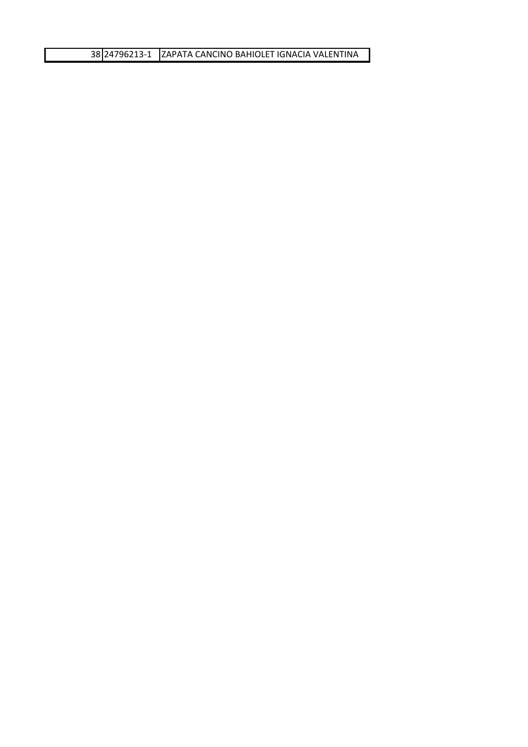| | | | |
|---|---|---|---|
| | 38 | 24796213-1 | ZAPATA CANCINO BAHIOLET IGNACIA VALENTINA |